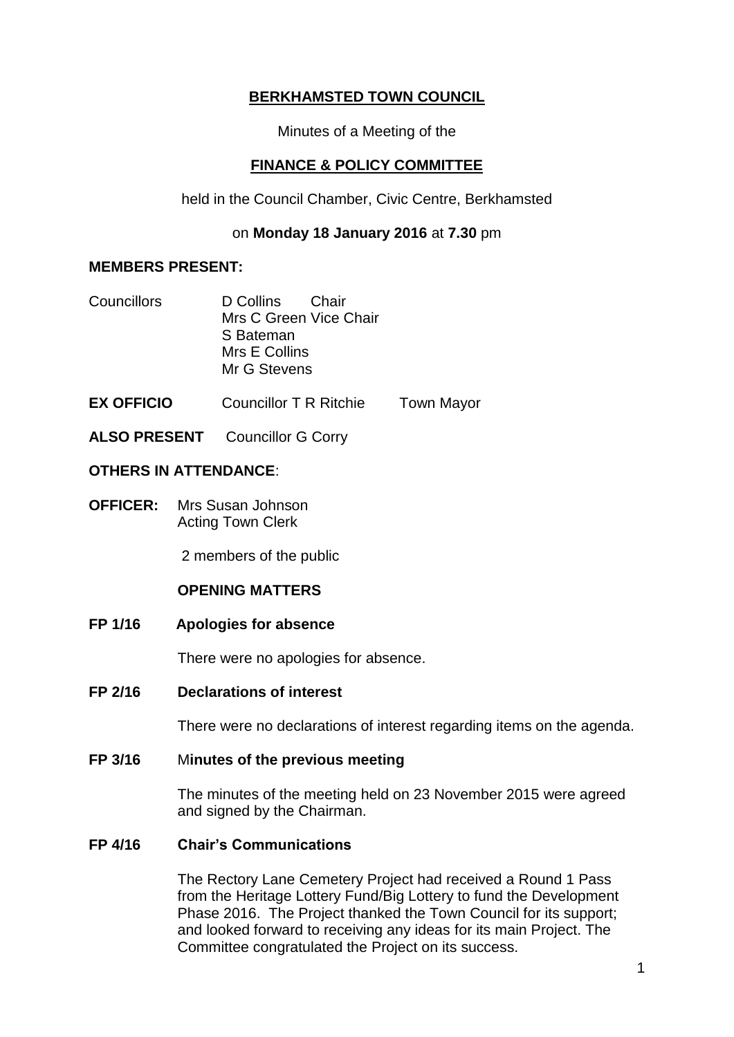**BERKHAMSTED TOWN COUNCIL**

Minutes of a Meeting of the

**FINANCE & POLICY COMMITTEE**

held in the Council Chamber, Civic Centre, Berkhamsted

on **Monday 18 January 2016** at **7.30** pm

**MEMBERS PRESENT:**

Councillors D Collins Chair
Mrs C Green Vice Chair
S Bateman
Mrs E Collins
Mr G Stevens

**EX OFFICIO** Councillor T R Ritchie Town Mayor

**ALSO PRESENT** Councillor G Corry

**OTHERS IN ATTENDANCE**:

**OFFICER:** Mrs Susan Johnson
Acting Town Clerk

2 members of the public

**OPENING MATTERS**

**FP 1/16 Apologies for absence**

There were no apologies for absence.

**FP 2/16 Declarations of interest**

There were no declarations of interest regarding items on the agenda.

**FP 3/16 Minutes of the previous meeting**

The minutes of the meeting held on 23 November 2015 were agreed and signed by the Chairman.

**FP 4/16 Chair's Communications**

The Rectory Lane Cemetery Project had received a Round 1 Pass from the Heritage Lottery Fund/Big Lottery to fund the Development Phase 2016. The Project thanked the Town Council for its support; and looked forward to receiving any ideas for its main Project. The Committee congratulated the Project on its success.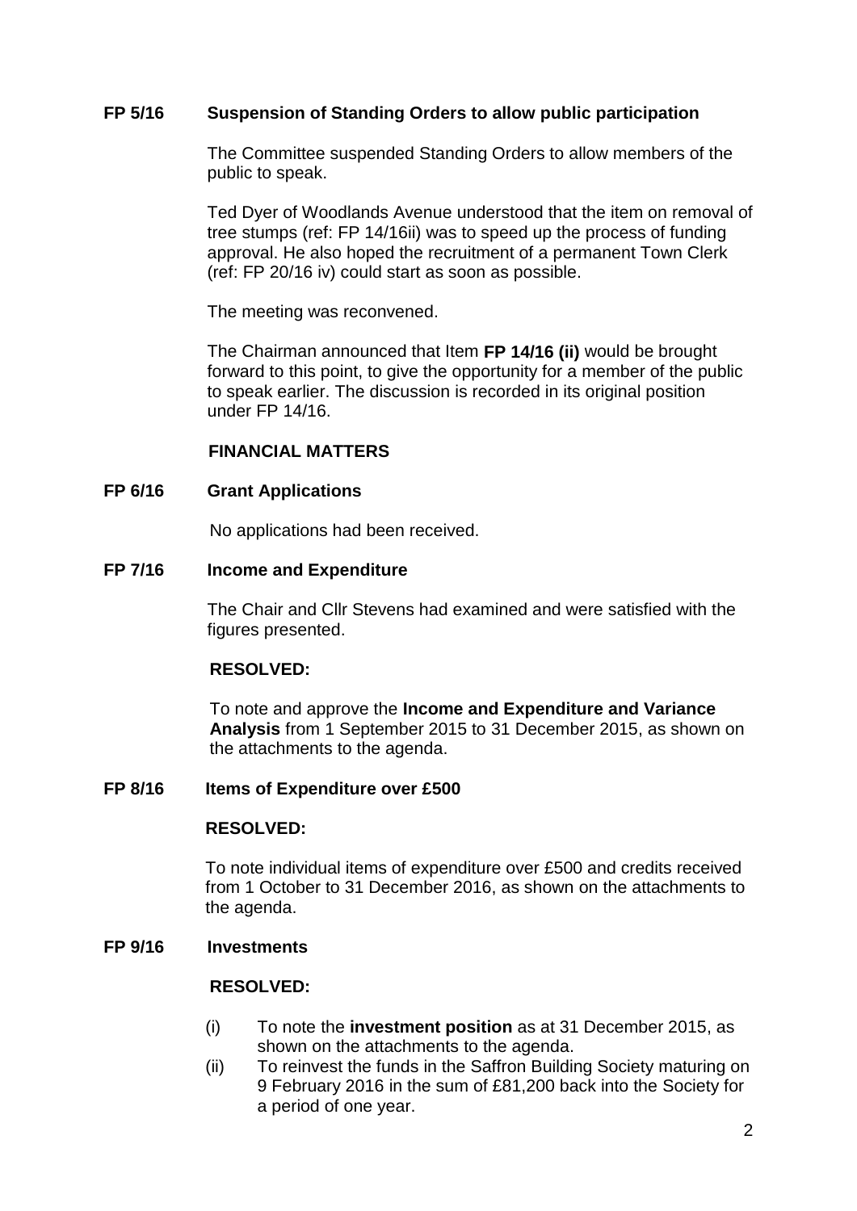**FP 5/16 Suspension of Standing Orders to allow public participation**

The Committee suspended Standing Orders to allow members of the public to speak.

Ted Dyer of Woodlands Avenue understood that the item on removal of tree stumps (ref: FP 14/16ii) was to speed up the process of funding approval. He also hoped the recruitment of a permanent Town Clerk (ref: FP 20/16 iv) could start as soon as possible.

The meeting was reconvened.

The Chairman announced that Item **FP 14/16 (ii)** would be brought forward to this point, to give the opportunity for a member of the public to speak earlier. The discussion is recorded in its original position under FP 14/16.

**FINANCIAL MATTERS**

**FP 6/16 Grant Applications**

No applications had been received.

**FP 7/16 Income and Expenditure**

The Chair and Cllr Stevens had examined and were satisfied with the figures presented.

**RESOLVED:**

To note and approve the **Income and Expenditure and Variance Analysis** from 1 September 2015 to 31 December 2015, as shown on the attachments to the agenda.

**FP 8/16 Items of Expenditure over £500**

**RESOLVED:**

To note individual items of expenditure over £500 and credits received from 1 October to 31 December 2016, as shown on the attachments to the agenda.

**FP 9/16 Investments**

**RESOLVED:**

(i) To note the **investment position** as at 31 December 2015, as shown on the attachments to the agenda.

(ii) To reinvest the funds in the Saffron Building Society maturing on 9 February 2016 in the sum of £81,200 back into the Society for a period of one year.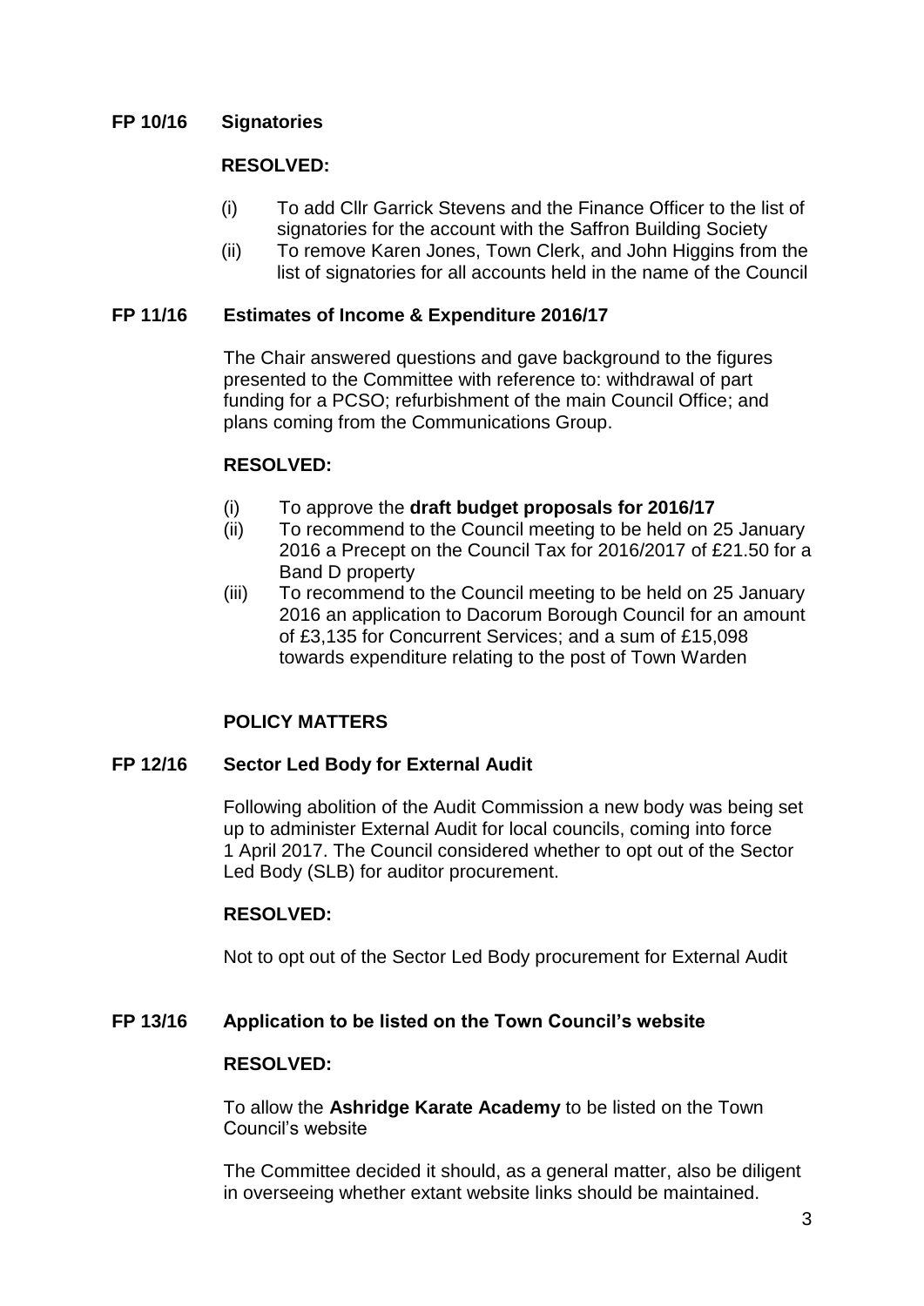### FP 10/16 Signatories

**RESOLVED:**

(i) To add Cllr Garrick Stevens and the Finance Officer to the list of signatories for the account with the Saffron Building Society

(ii) To remove Karen Jones, Town Clerk, and John Higgins from the list of signatories for all accounts held in the name of the Council

### FP 11/16 Estimates of Income & Expenditure 2016/17

The Chair answered questions and gave background to the figures presented to the Committee with reference to: withdrawal of part funding for a PCSO; refurbishment of the main Council Office; and plans coming from the Communications Group.

**RESOLVED:**

(i) To approve the **draft budget proposals for 2016/17**

(ii) To recommend to the Council meeting to be held on 25 January 2016 a Precept on the Council Tax for 2016/2017 of £21.50 for a Band D property

(iii) To recommend to the Council meeting to be held on 25 January 2016 an application to Dacorum Borough Council for an amount of £3,135 for Concurrent Services; and a sum of £15,098 towards expenditure relating to the post of Town Warden

## POLICY MATTERS

### FP 12/16 Sector Led Body for External Audit

Following abolition of the Audit Commission a new body was being set up to administer External Audit for local councils, coming into force 1 April 2017. The Council considered whether to opt out of the Sector Led Body (SLB) for auditor procurement.

**RESOLVED:**

Not to opt out of the Sector Led Body procurement for External Audit

### FP 13/16 Application to be listed on the Town Council's website

**RESOLVED:**

To allow the **Ashridge Karate Academy** to be listed on the Town Council's website

The Committee decided it should, as a general matter, also be diligent in overseeing whether extant website links should be maintained.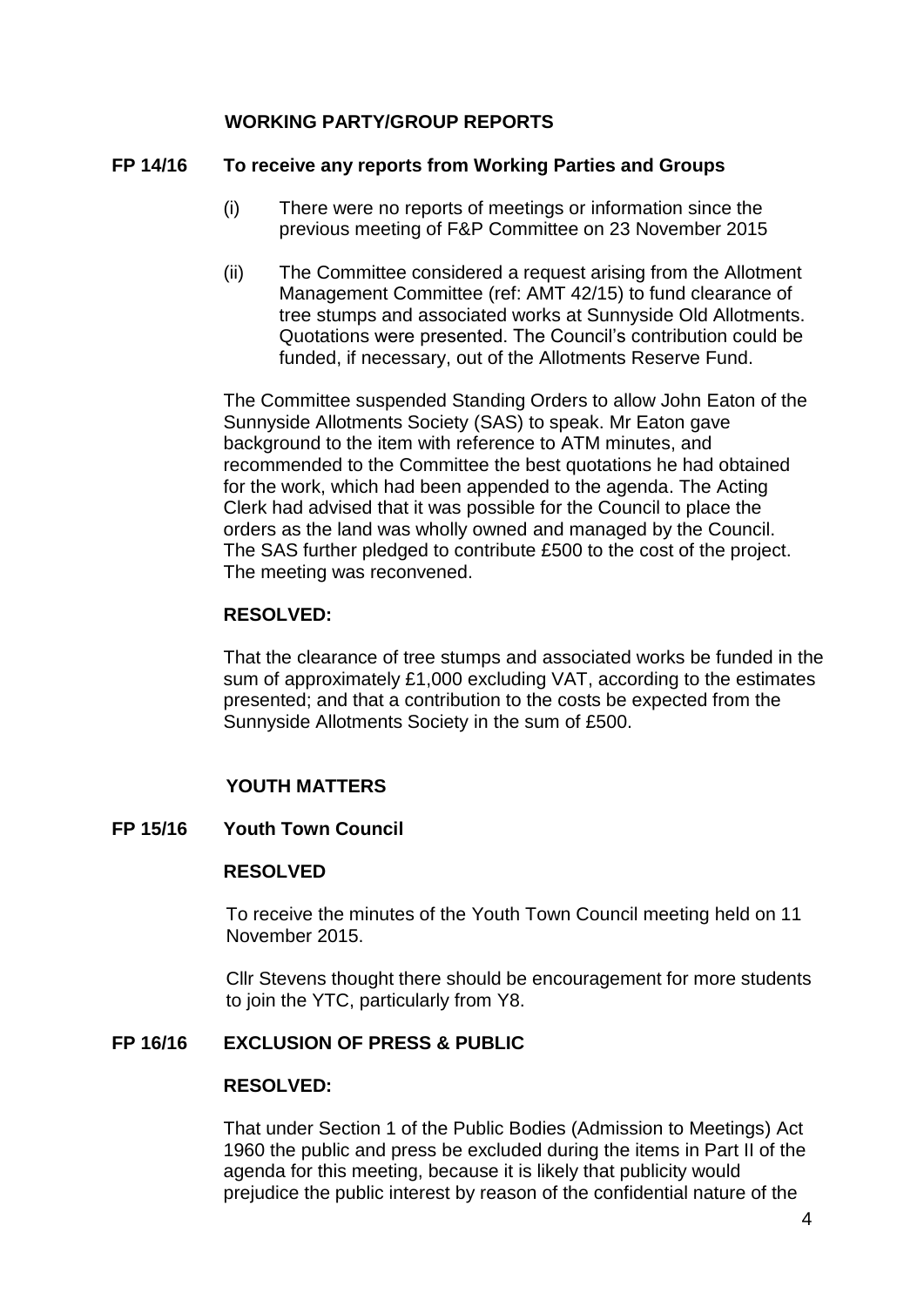## WORKING PARTY/GROUP REPORTS

**FP 14/16 To receive any reports from Working Parties and Groups**

(i) There were no reports of meetings or information since the previous meeting of F&P Committee on 23 November 2015

(ii) The Committee considered a request arising from the Allotment Management Committee (ref: AMT 42/15) to fund clearance of tree stumps and associated works at Sunnyside Old Allotments. Quotations were presented. The Council's contribution could be funded, if necessary, out of the Allotments Reserve Fund.

The Committee suspended Standing Orders to allow John Eaton of the Sunnyside Allotments Society (SAS) to speak. Mr Eaton gave background to the item with reference to ATM minutes, and recommended to the Committee the best quotations he had obtained for the work, which had been appended to the agenda. The Acting Clerk had advised that it was possible for the Council to place the orders as the land was wholly owned and managed by the Council. The SAS further pledged to contribute £500 to the cost of the project. The meeting was reconvened.

**RESOLVED:**

That the clearance of tree stumps and associated works be funded in the sum of approximately £1,000 excluding VAT, according to the estimates presented; and that a contribution to the costs be expected from the Sunnyside Allotments Society in the sum of £500.

## YOUTH MATTERS

**FP 15/16 Youth Town Council**

**RESOLVED**

To receive the minutes of the Youth Town Council meeting held on 11 November 2015.

Cllr Stevens thought there should be encouragement for more students to join the YTC, particularly from Y8.

**FP 16/16 EXCLUSION OF PRESS & PUBLIC**

**RESOLVED:**

That under Section 1 of the Public Bodies (Admission to Meetings) Act 1960 the public and press be excluded during the items in Part II of the agenda for this meeting, because it is likely that publicity would prejudice the public interest by reason of the confidential nature of the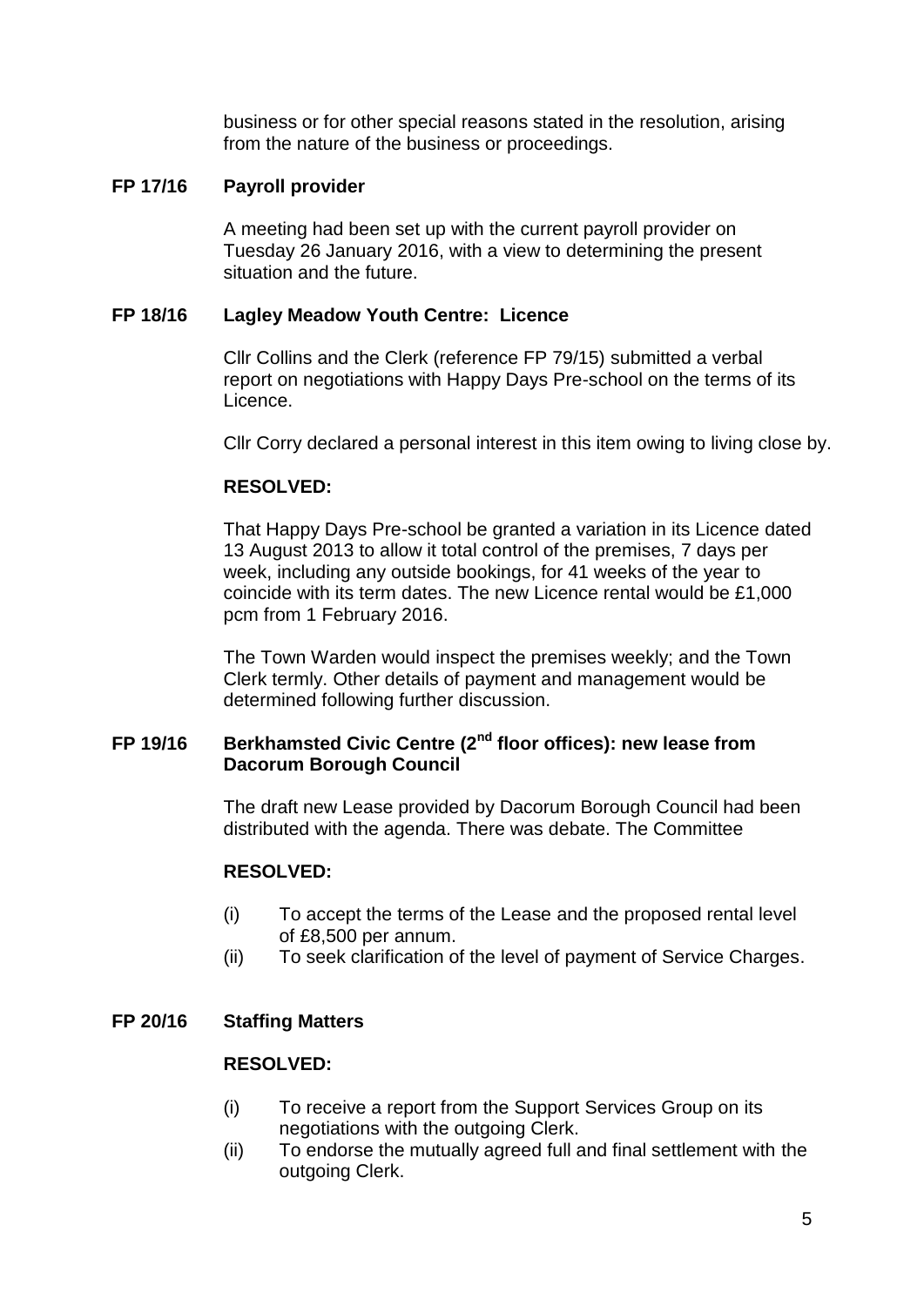business or for other special reasons stated in the resolution, arising from the nature of the business or proceedings.

**FP 17/16 Payroll provider**

A meeting had been set up with the current payroll provider on Tuesday 26 January 2016, with a view to determining the present situation and the future.

**FP 18/16 Lagley Meadow Youth Centre: Licence**

Cllr Collins and the Clerk (reference FP 79/15) submitted a verbal report on negotiations with Happy Days Pre-school on the terms of its Licence.

Cllr Corry declared a personal interest in this item owing to living close by.

**RESOLVED:**

That Happy Days Pre-school be granted a variation in its Licence dated 13 August 2013 to allow it total control of the premises, 7 days per week, including any outside bookings, for 41 weeks of the year to coincide with its term dates. The new Licence rental would be £1,000 pcm from 1 February 2016.

The Town Warden would inspect the premises weekly; and the Town Clerk termly. Other details of payment and management would be determined following further discussion.

**FP 19/16 Berkhamsted Civic Centre (2nd floor offices): new lease from Dacorum Borough Council**

The draft new Lease provided by Dacorum Borough Council had been distributed with the agenda. There was debate. The Committee

**RESOLVED:**

(i) To accept the terms of the Lease and the proposed rental level of £8,500 per annum.
(ii) To seek clarification of the level of payment of Service Charges.

**FP 20/16 Staffing Matters**

**RESOLVED:**

(i) To receive a report from the Support Services Group on its negotiations with the outgoing Clerk.
(ii) To endorse the mutually agreed full and final settlement with the outgoing Clerk.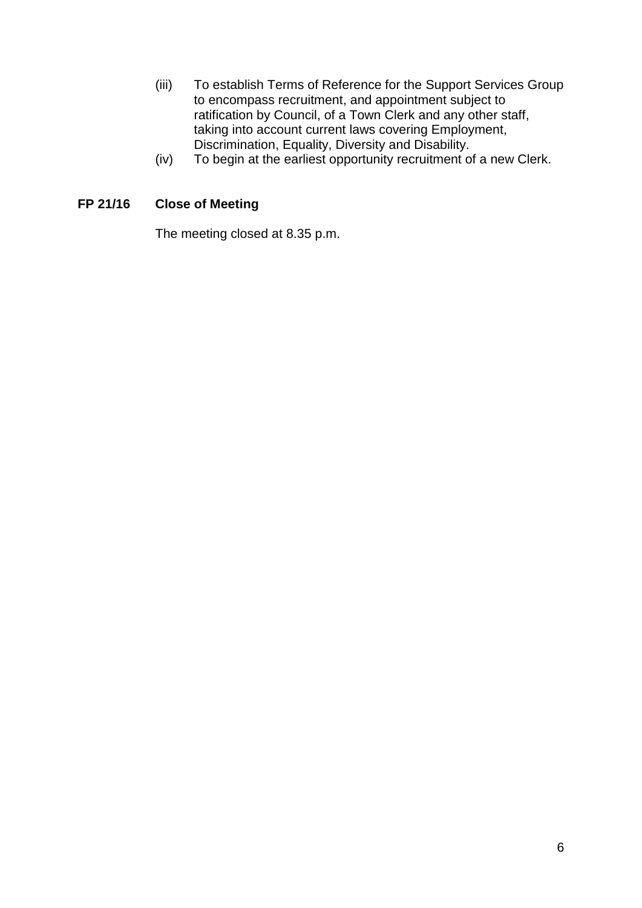(iii) To establish Terms of Reference for the Support Services Group to encompass recruitment, and appointment subject to ratification by Council, of a Town Clerk and any other staff, taking into account current laws covering Employment, Discrimination, Equality, Diversity and Disability.

(iv) To begin at the earliest opportunity recruitment of a new Clerk.

**FP 21/16 Close of Meeting**

The meeting closed at 8.35 p.m.